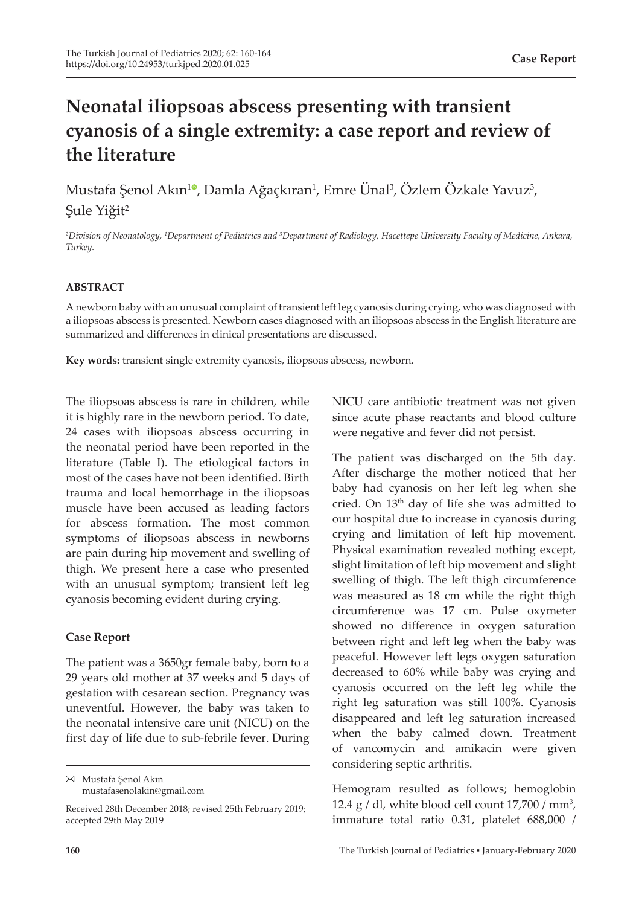Case Report

# Neonatal iliopsoas abscess presenting with transient cyanosis of a single extremity: a case report and review of the literature

Mustafa Şenol Akın[1], Damla Ağaçkıran[1], Emre Ünal[3], Özlem Özkale Yavuz[3], Şule Yiğit[2]

*[2]Division of Neonatology, [1]Department of Pediatrics and [3]Department of Radiology, Hacettepe University Faculty of Medicine, Ankara, Turkey.*

## ABSTRACT

A newborn baby with an unusual complaint of transient left leg cyanosis during crying, who was diagnosed with a iliopsoas abscess is presented. Newborn cases diagnosed with an iliopsoas abscess in the English literature are summarized and differences in clinical presentations are discussed.

**Key words:** transient single extremity cyanosis, iliopsoas abscess, newborn.

The iliopsoas abscess is rare in children, while it is highly rare in the newborn period. To date, 24 cases with iliopsoas abscess occurring in the neonatal period have been reported in the literature (Table I). The etiological factors in most of the cases have not been identified. Birth trauma and local hemorrhage in the iliopsoas muscle have been accused as leading factors for abscess formation. The most common symptoms of iliopsoas abscess in newborns are pain during hip movement and swelling of thigh. We present here a case who presented with an unusual symptom; transient left leg cyanosis becoming evident during crying.

### Case Report

The patient was a 3650gr female baby, born to a 29 years old mother at 37 weeks and 5 days of gestation with cesarean section. Pregnancy was uneventful. However, the baby was taken to the neonatal intensive care unit (NICU) on the first day of life due to sub-febrile fever. During NICU care antibiotic treatment was not given since acute phase reactants and blood culture were negative and fever did not persist.

The patient was discharged on the 5th day. After discharge the mother noticed that her baby had cyanosis on her left leg when she cried. On 13th day of life she was admitted to our hospital due to increase in cyanosis during crying and limitation of left hip movement. Physical examination revealed nothing except, slight limitation of left hip movement and slight swelling of thigh. The left thigh circumference was measured as 18 cm while the right thigh circumference was 17 cm. Pulse oxymeter showed no difference in oxygen saturation between right and left leg when the baby was peaceful. However left legs oxygen saturation decreased to 60% while baby was crying and cyanosis occurred on the left leg while the right leg saturation was still 100%. Cyanosis disappeared and left leg saturation increased when the baby calmed down. Treatment of vancomycin and amikacin were given considering septic arthritis.

Hemogram resulted as follows; hemoglobin 12.4 g / dl, white blood cell count 17,700 / mm$^3$, immature total ratio 0.31, platelet 688,000 /

✉ Mustafa Şenol Akın
mustafasenolakin@gmail.com

Received 28th December 2018; revised 25th February 2019; accepted 29th May 2019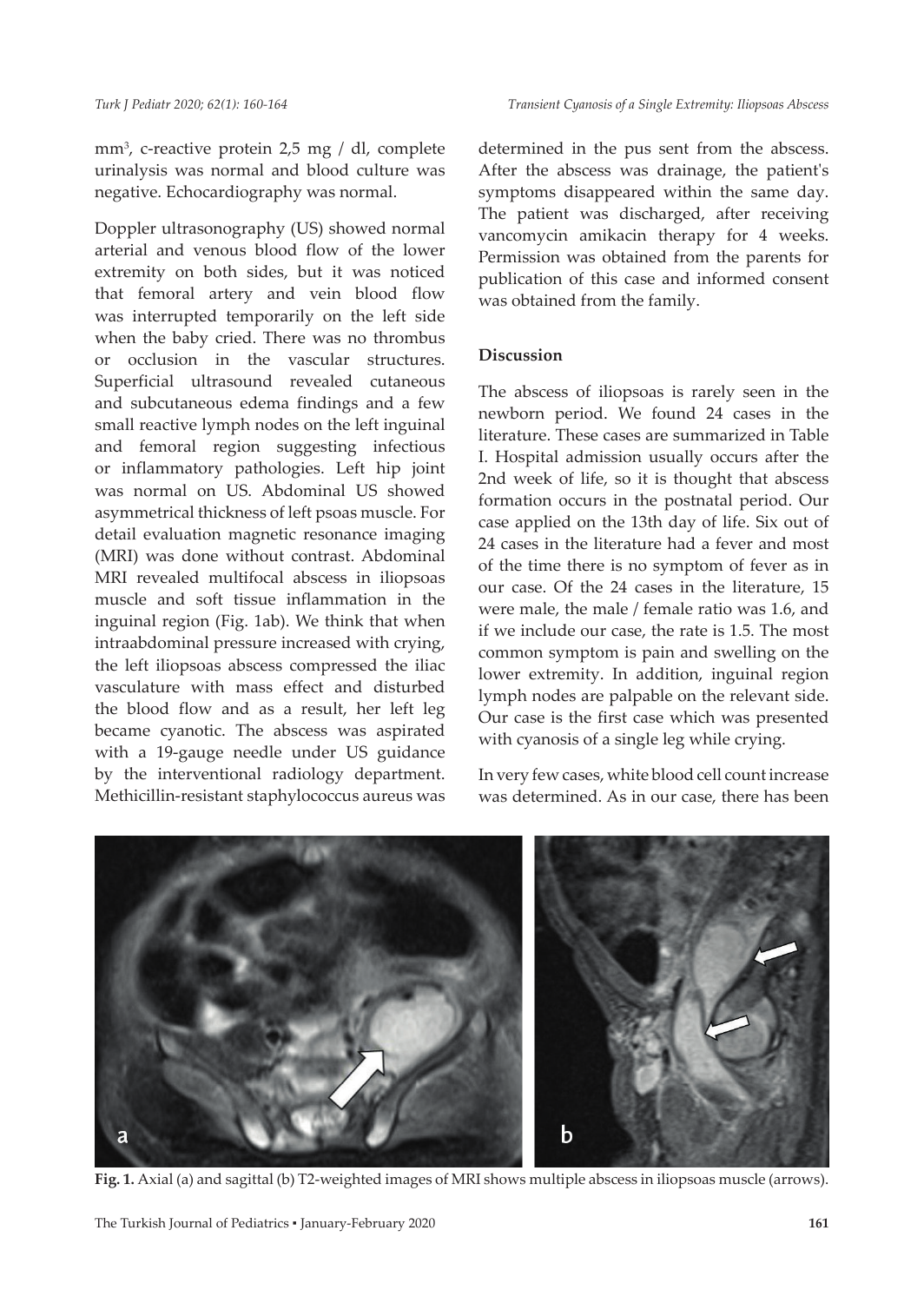mm$^3$, c-reactive protein 2,5 mg / dl, complete urinalysis was normal and blood culture was negative. Echocardiography was normal.

Doppler ultrasonography (US) showed normal arterial and venous blood flow of the lower extremity on both sides, but it was noticed that femoral artery and vein blood flow was interrupted temporarily on the left side when the baby cried. There was no thrombus or occlusion in the vascular structures. Superficial ultrasound revealed cutaneous and subcutaneous edema findings and a few small reactive lymph nodes on the left inguinal and femoral region suggesting infectious or inflammatory pathologies. Left hip joint was normal on US. Abdominal US showed asymmetrical thickness of left psoas muscle. For detail evaluation magnetic resonance imaging (MRI) was done without contrast. Abdominal MRI revealed multifocal abscess in iliopsoas muscle and soft tissue inflammation in the inguinal region (Fig. 1ab). We think that when intraabdominal pressure increased with crying, the left iliopsoas abscess compressed the iliac vasculature with mass effect and disturbed the blood flow and as a result, her left leg became cyanotic. The abscess was aspirated with a 19-gauge needle under US guidance by the interventional radiology department. Methicillin-resistant staphylococcus aureus was determined in the pus sent from the abscess. After the abscess was drainage, the patient's symptoms disappeared within the same day. The patient was discharged, after receiving vancomycin amikacin therapy for 4 weeks. Permission was obtained from the parents for publication of this case and informed consent was obtained from the family.

## Discussion

The abscess of iliopsoas is rarely seen in the newborn period. We found 24 cases in the literature. These cases are summarized in Table I. Hospital admission usually occurs after the 2nd week of life, so it is thought that abscess formation occurs in the postnatal period. Our case applied on the 13th day of life. Six out of 24 cases in the literature had a fever and most of the time there is no symptom of fever as in our case. Of the 24 cases in the literature, 15 were male, the male / female ratio was 1.6, and if we include our case, the rate is 1.5. The most common symptom is pain and swelling on the lower extremity. In addition, inguinal region lymph nodes are palpable on the relevant side. Our case is the first case which was presented with cyanosis of a single leg while crying.

In very few cases, white blood cell count increase was determined. As in our case, there has been

**Fig. 1.** Axial (a) and sagittal (b) T2-weighted images of MRI shows multiple abscess in iliopsoas muscle (arrows).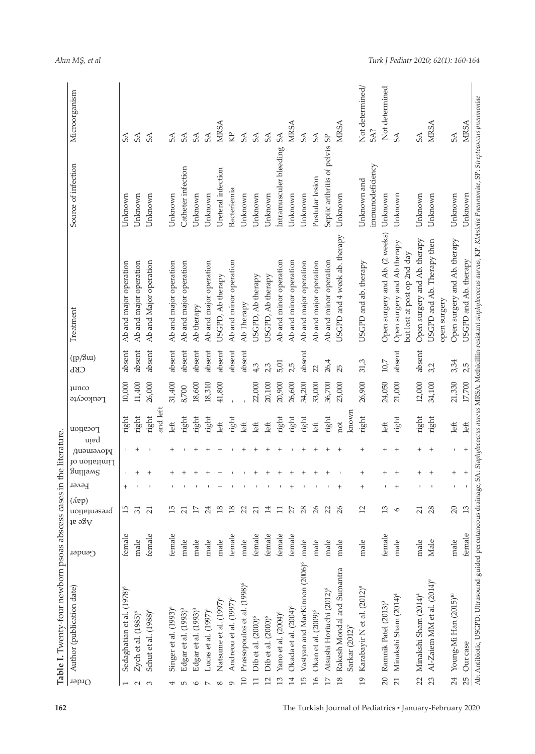**Table I.** Twenty-four newborn psoas abscess cases in the literature.

| Order | Author (publication date) | Gender | Age at presentation (day) | Fever | Swelling | Limitation of Movement/ pain | Location | Leukocyte count | CRP (mg/dl) | Treatment | Source of infection | Microorganism |
|---|---|---|---|---|---|---|---|---|---|---|---|---|
| 1 | Sedaghatian et al. (1978)[6] | female | 15 | + | - | - | right | 10,000 | absent | Ab and major operation | Unknown | SA |
| 2 | Zych et al. (1985)[6] | male | 31 | - | + | + | right | 11,400 | absent | Ab and major operation | Unknown | SA |
| 3 | Schut et al. (1988)[6] | female | 21 | - | + | - | right and left | 26,000 | absent | Ab and Major operation | Unknown | SA |
| 4 | Singer et al. (1993)[6] | female | 15 | - | + | + | left | 31,400 | absent | Ab and major operation | Unknown | SA |
| 5 | Edgar et al. (1993)[3] | male | 21 | - | + | - | right | 8,700 | absent | Ab and major operation | Catheter infection | SA |
| 6 | Edgar et al. (1993)[3] | male | 17 | - | + | + | right | 18,600 | absent | Ab therapy | Unknown | SA |
| 7 | Lucas et al. (1997)[6] | male | 24 | - | - | + | right | 18,310 | absent | Ab and major operation | Unknown | SA |
| 8 | Natsume et al. (1997)[6] | male | 18 | + | + | + | left | 41,800 | absent | USGPD, Ab therapy | Ureteral infection | MRSA |
| 9 | Andreou et al. (1997)[6] | female | 18 | - | - | - | right | - | absent | Ab and minor operation | Bacteriemia | KP |
| 10 | Prassopoulos et al. (1998)[6] | male | 22 | - | - | + | left | - | absent | Ab Therapy | Unknown | SA |
| 11 | Dib et al. (2000)[6] | female | 21 | - | + | + | left | 22,000 | 4,3 | USGPD, Ab therapy | Unknown | SA |
| 12 | Dib et al. (2000)[6] | female | 14 | - | + | + | left | 20,100 | 2,3 | USGPD, Ab therapy | Unknown | SA |
| 13 | Yano et al. (2004)[6] | female | 11 | - | + | + | right | 20,900 | 5,01 | Ab and minor operation | İntramusculer bleeding | SA |
| 14 | Okada et al. (2004)[6] | female | 27 | + | + | - | right | 26,600 | 2,5 | Ab and minor operation | Unknown | MRSA |
| 15 | Vastyan and MacKinnon (2006)[6] | male | 28 | - | + | + | right | 34,200 | absent | Ab and major operation | Unknown | SA |
| 16 | Okan et al. (2009)[6] | male | 26 | - | + | + | left | 33,000 | 22 | Ab and major operation | Pustular lesion | SA |
| 17 | Atsushi Horiuchi (2012)[6] | male | 22 | - | + | + | right | 36,700 | 26,4 | Ab and minor operation | Septic arthritis of pelvis | SP |
| 18 | Rakesh Mondal and Sumantra Sarkar (2012)[7] | male | 26 | + | - | + | not known | 23,000 | 25 | USGPD and 4 week ab. therapy | Unknown | MRSA |
| 19 | Karabayir N et al. (2012)[8] | male | 12 | + | + | + | right | 26,900 | 31,3 | USGPD and ab. therapy | Unknown and immunodeficiency | Not determined/ SA? |
| 20 | Ramnik Patel (2013)[3] | female | 13 | - | + | + | left | 24,050 | 10,7 | Open surgery and Ab. (2 weeks) | Unknown | Not determined |
| 21 | Minakshi Sham (2014)[4] | male | 6 | + | + | + | right | 21,000 | absent | Open surgery and Ab therapy but lost at post op 2nd day | Unknown | SA |
| 22 | Minakshi Sham (2014)[4] | male | 21 | - | + | + | right | 12,000 | absent | Open surgery and Ab. therapy | Unknown | SA |
| 23 | Al-Zaiem MM et al. (2014)[9] | Male | 28 | - | + | + | right | 34,100 | 3,2 | USGPD and Ab. Therapy then open surgery | Unknown | MRSA |
| 24 | Young-Mi Han (2015)[10] | male | 20 | - | + | - | left | 21,330 | 3,34 | Open surgery and Ab. therapy | Unknown | SA |
| 25 | Our case | female | 13 | - | + | + | left | 17,700 | 2,5 | USGPD and Ab. therapy | Unknown | MRSA |

Ab: Antibiotic, USGPD: Ultrasound-guided percutaneous drainage, SA: *Staphylococcus aureus* MRSA: Methicillin-resistant *staphylococcus aureus*, KP: *Klebsiella Pneumoniae*, SP: *Streptococcus pneumoniae*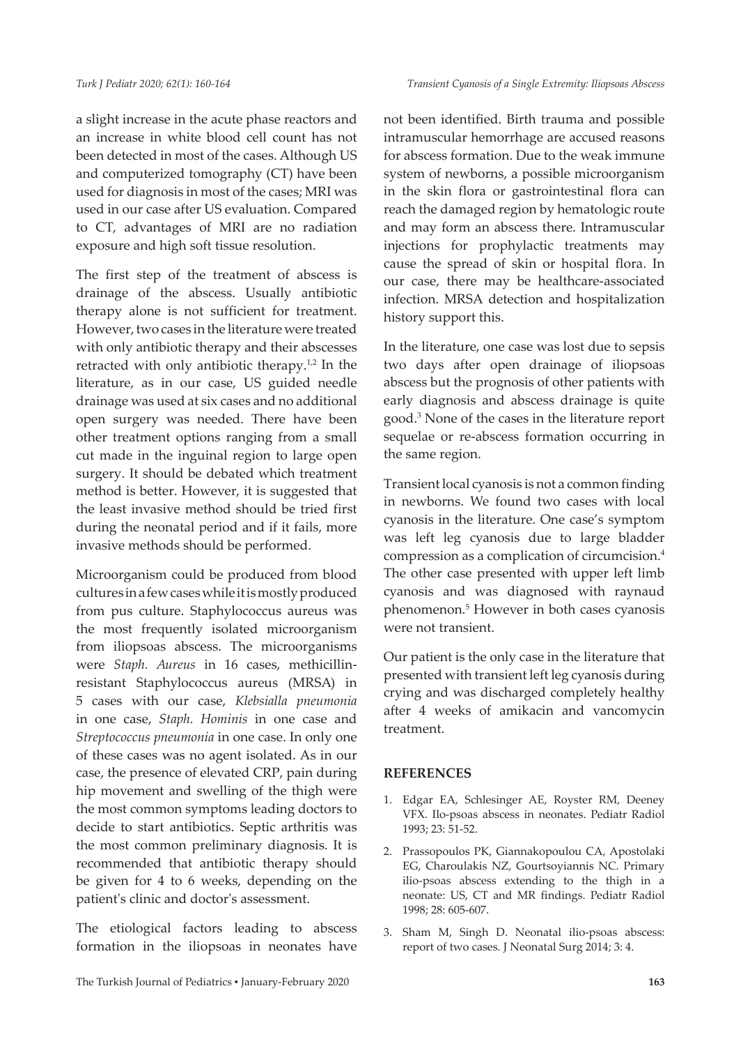a slight increase in the acute phase reactors and an increase in white blood cell count has not been detected in most of the cases. Although US and computerized tomography (CT) have been used for diagnosis in most of the cases; MRI was used in our case after US evaluation. Compared to CT, advantages of MRI are no radiation exposure and high soft tissue resolution.

The first step of the treatment of abscess is drainage of the abscess. Usually antibiotic therapy alone is not sufficient for treatment. However, two cases in the literature were treated with only antibiotic therapy and their abscesses retracted with only antibiotic therapy.[1,2] In the literature, as in our case, US guided needle drainage was used at six cases and no additional open surgery was needed. There have been other treatment options ranging from a small cut made in the inguinal region to large open surgery. It should be debated which treatment method is better. However, it is suggested that the least invasive method should be tried first during the neonatal period and if it fails, more invasive methods should be performed.

Microorganism could be produced from blood cultures in a few cases while it is mostly produced from pus culture. Staphylococcus aureus was the most frequently isolated microorganism from iliopsoas abscess. The microorganisms were *Staph. Aureus* in 16 cases, methicillin-resistant Staphylococcus aureus (MRSA) in 5 cases with our case, *Klebsialla pneumonia* in one case, *Staph. Hominis* in one case and *Streptococcus pneumonia* in one case. In only one of these cases was no agent isolated. As in our case, the presence of elevated CRP, pain during hip movement and swelling of the thigh were the most common symptoms leading doctors to decide to start antibiotics. Septic arthritis was the most common preliminary diagnosis. It is recommended that antibiotic therapy should be given for 4 to 6 weeks, depending on the patient's clinic and doctor's assessment.

The etiological factors leading to abscess formation in the iliopsoas in neonates have not been identified. Birth trauma and possible intramuscular hemorrhage are accused reasons for abscess formation. Due to the weak immune system of newborns, a possible microorganism in the skin flora or gastrointestinal flora can reach the damaged region by hematologic route and may form an abscess there. Intramuscular injections for prophylactic treatments may cause the spread of skin or hospital flora. In our case, there may be healthcare-associated infection. MRSA detection and hospitalization history support this.

In the literature, one case was lost due to sepsis two days after open drainage of iliopsoas abscess but the prognosis of other patients with early diagnosis and abscess drainage is quite good.[3] None of the cases in the literature report sequelae or re-abscess formation occurring in the same region.

Transient local cyanosis is not a common finding in newborns. We found two cases with local cyanosis in the literature. One case's symptom was left leg cyanosis due to large bladder compression as a complication of circumcision.[4] The other case presented with upper left limb cyanosis and was diagnosed with raynaud phenomenon.[5] However in both cases cyanosis were not transient.

Our patient is the only case in the literature that presented with transient left leg cyanosis during crying and was discharged completely healthy after 4 weeks of amikacin and vancomycin treatment.

## REFERENCES

1. Edgar EA, Schlesinger AE, Royster RM, Deeney VFX. Ilo-psoas abscess in neonates. Pediatr Radiol 1993; 23: 51-52.
2. Prassopoulos PK, Giannakopoulou CA, Apostolaki EG, Charoulakis NZ, Gourtsoyiannis NC. Primary ilio-psoas abscess extending to the thigh in a neonate: US, CT and MR findings. Pediatr Radiol 1998; 28: 605-607.
3. Sham M, Singh D. Neonatal ilio-psoas abscess: report of two cases. J Neonatal Surg 2014; 3: 4.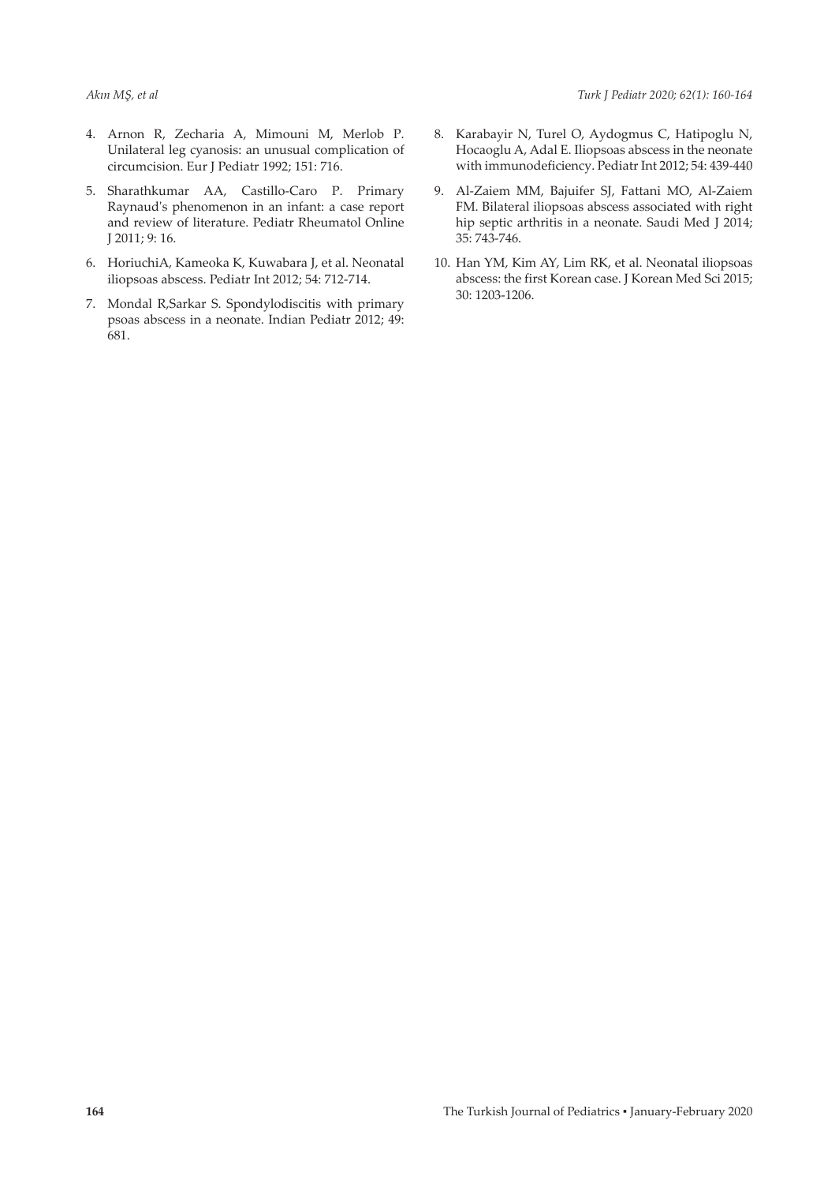4. Arnon R, Zecharia A, Mimouni M, Merlob P. Unilateral leg cyanosis: an unusual complication of circumcision. Eur J Pediatr 1992; 151: 716.
5. Sharathkumar AA, Castillo-Caro P. Primary Raynaud's phenomenon in an infant: a case report and review of literature. Pediatr Rheumatol Online J 2011; 9: 16.
6. HoriuchiA, Kameoka K, Kuwabara J, et al. Neonatal iliopsoas abscess. Pediatr Int 2012; 54: 712-714.
7. Mondal R,Sarkar S. Spondylodiscitis with primary psoas abscess in a neonate. Indian Pediatr 2012; 49: 681.
8. Karabayir N, Turel O, Aydogmus C, Hatipoglu N, Hocaoglu A, Adal E. Iliopsoas abscess in the neonate with immunodeficiency. Pediatr Int 2012; 54: 439-440
9. Al-Zaiem MM, Bajuifer SJ, Fattani MO, Al-Zaiem FM. Bilateral iliopsoas abscess associated with right hip septic arthritis in a neonate. Saudi Med J 2014; 35: 743-746.
10. Han YM, Kim AY, Lim RK, et al. Neonatal iliopsoas abscess: the first Korean case. J Korean Med Sci 2015; 30: 1203-1206.